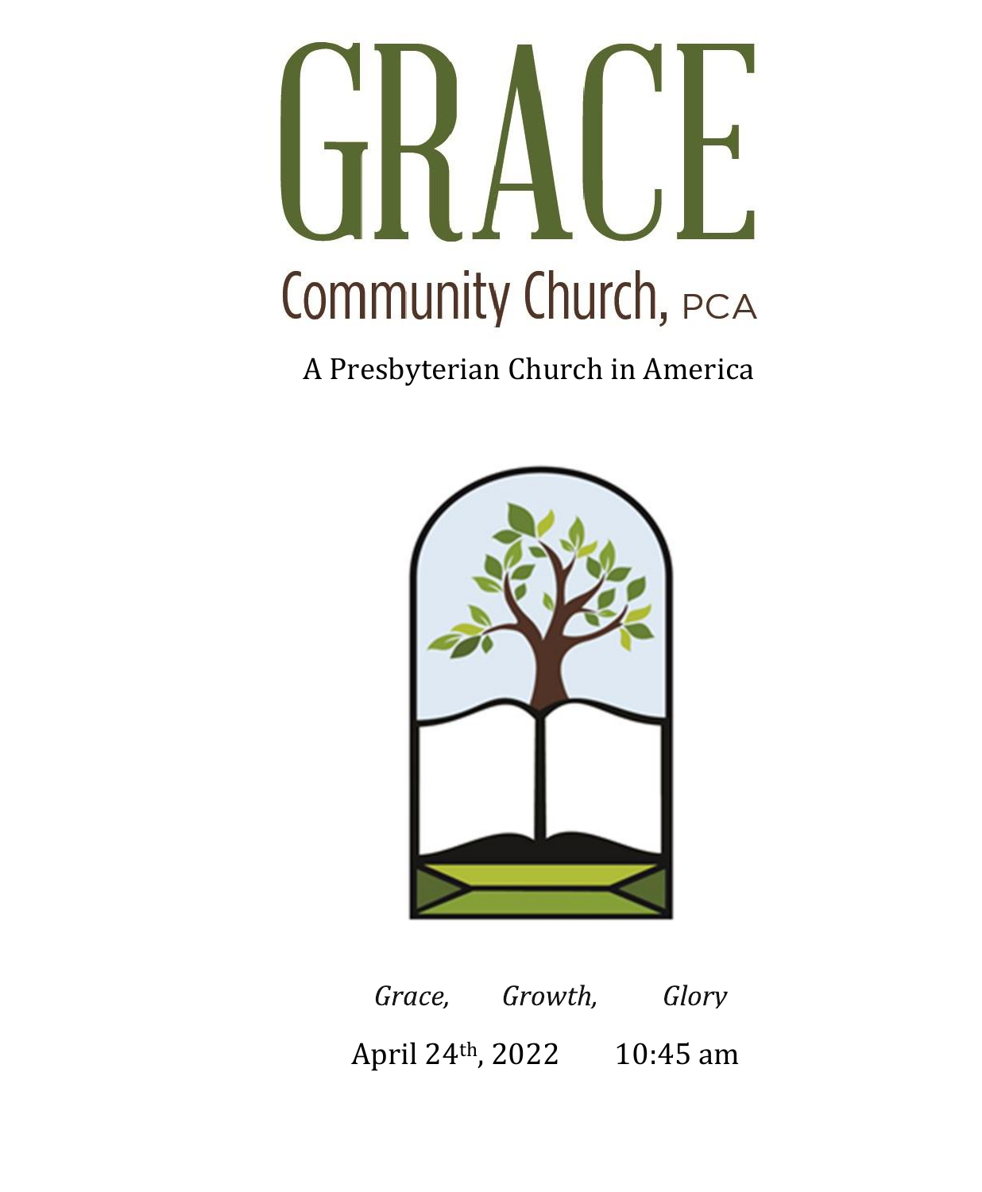# GRACE

## Community Church, PCA

A Presbyterian Church in America

*Grace, Growth, Glory*

April 24th, 2022 10:45 am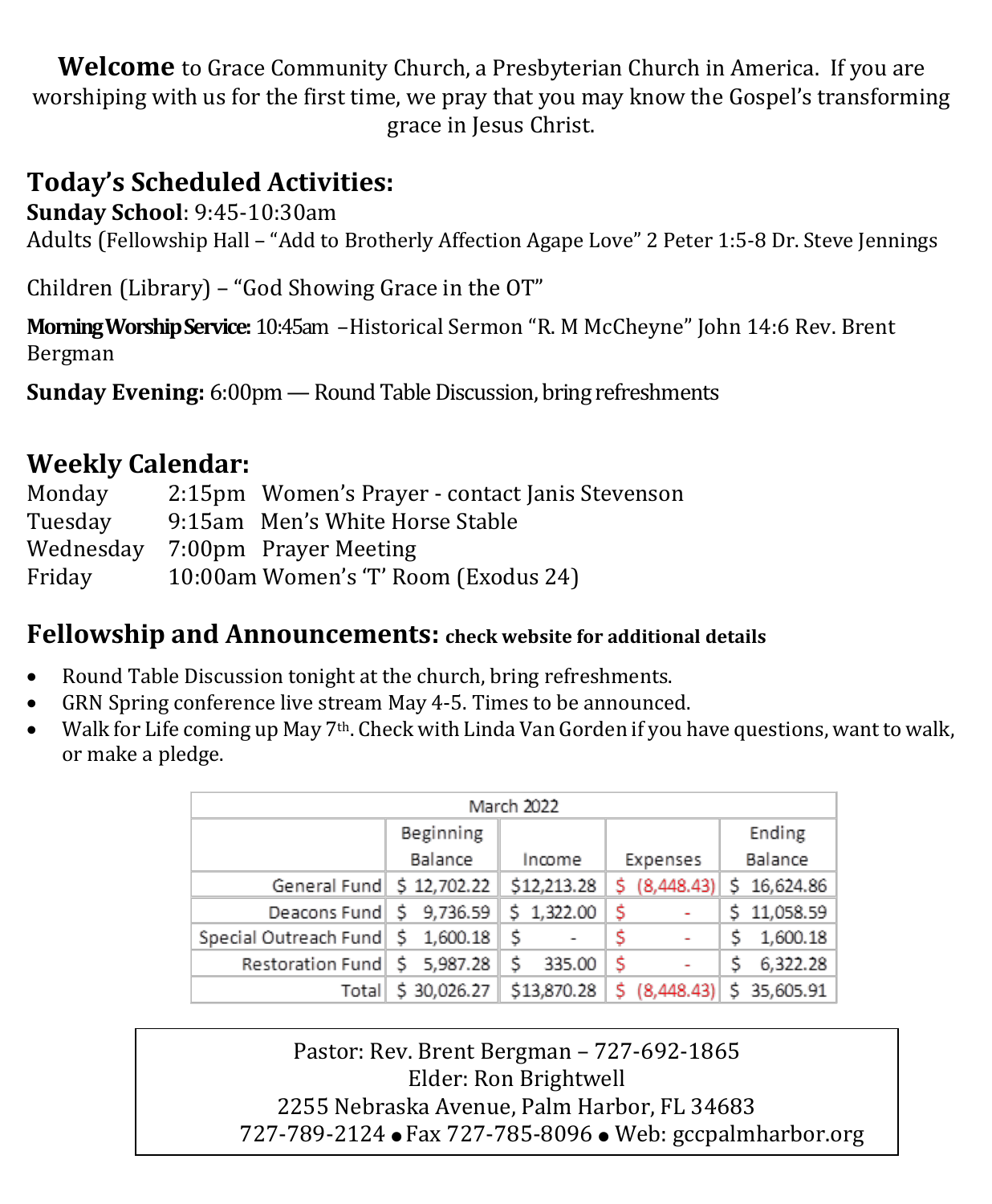**Welcome** to Grace Community Church, a Presbyterian Church in America. If you are worshiping with us for the first time, we pray that you may know the Gospel's transforming grace in Jesus Christ.

## Today's Scheduled Activities:

**Sunday School**: 9:45-10:30am

Adults (Fellowship Hall – "Add to Brotherly Affection Agape Love" 2 Peter 1:5-8 Dr. Steve Jennings

Children (Library) – "God Showing Grace in the OT"

**Morning Worship Service:** 10:45am –Historical Sermon "R. M McCheyne" John 14:6 Rev. Brent Bergman

**Sunday Evening:** 6:00pm — Round Table Discussion, bring refreshments

## Weekly Calendar:

| | | |
|---|---|---|
| Monday | 2:15pm | Women's Prayer - contact Janis Stevenson |
| Tuesday | 9:15am | Men's White Horse Stable |
| Wednesday | 7:00pm | Prayer Meeting |
| Friday | 10:00am | Women's 'T' Room (Exodus 24) |

## Fellowship and Announcements: **check website for additional details**

- Round Table Discussion tonight at the church, bring refreshments.
- GRN Spring conference live stream May 4-5. Times to be announced.
- Walk for Life coming up May 7th. Check with Linda Van Gorden if you have questions, want to walk, or make a pledge.

| March 2022 | | | | |
|---|---|---|---|---|
| | Beginning Balance | Income | Expenses | Ending Balance |
| General Fund | $ 12,702.22 | $12,213.28 | $ (8,448.43) | $ 16,624.86 |
| Deacons Fund | $ 9,736.59 | $ 1,322.00 | $ - | $ 11,058.59 |
| Special Outreach Fund | $ 1,600.18 | $ - | $ - | $ 1,600.18 |
| Restoration Fund | $ 5,987.28 | $ 335.00 | $ - | $ 6,322.28 |
| Total | $ 30,026.27 | $13,870.28 | $ (8,448.43) | $ 35,605.91 |

Pastor: Rev. Brent Bergman – 727-692-1865
Elder: Ron Brightwell
2255 Nebraska Avenue, Palm Harbor, FL 34683
727-789-2124 • Fax 727-785-8096 • Web: gccpalmharbor.org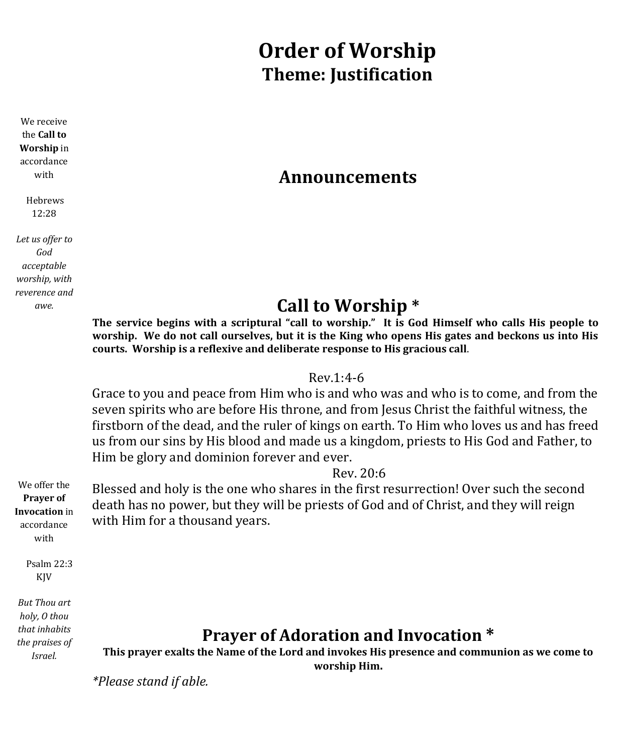# Order of Worship

## Theme: Justification

We receive the **Call to Worship** in accordance with

Hebrews 12:28

*Let us offer to God acceptable worship, with reverence and awe.*

## Announcements

## Call to Worship *

**The service begins with a scriptural "call to worship." It is God Himself who calls His people to worship. We do not call ourselves, but it is the King who opens His gates and beckons us into His courts. Worship is a reflexive and deliberate response to His gracious call**.

Rev.1:4-6

Grace to you and peace from Him who is and who was and who is to come, and from the seven spirits who are before His throne, and from Jesus Christ the faithful witness, the firstborn of the dead, and the ruler of kings on earth. To Him who loves us and has freed us from our sins by His blood and made us a kingdom, priests to His God and Father, to Him be glory and dominion forever and ever.

Rev. 20:6

Blessed and holy is the one who shares in the first resurrection! Over such the second death has no power, but they will be priests of God and of Christ, and they will reign with Him for a thousand years.

We offer the **Prayer of Invocation** in accordance with

Psalm 22:3 KJV

*But Thou art holy, O thou that inhabits the praises of Israel.*

## Prayer of Adoration and Invocation *

**This prayer exalts the Name of the Lord and invokes His presence and communion as we come to worship Him.**

**Please stand if able.*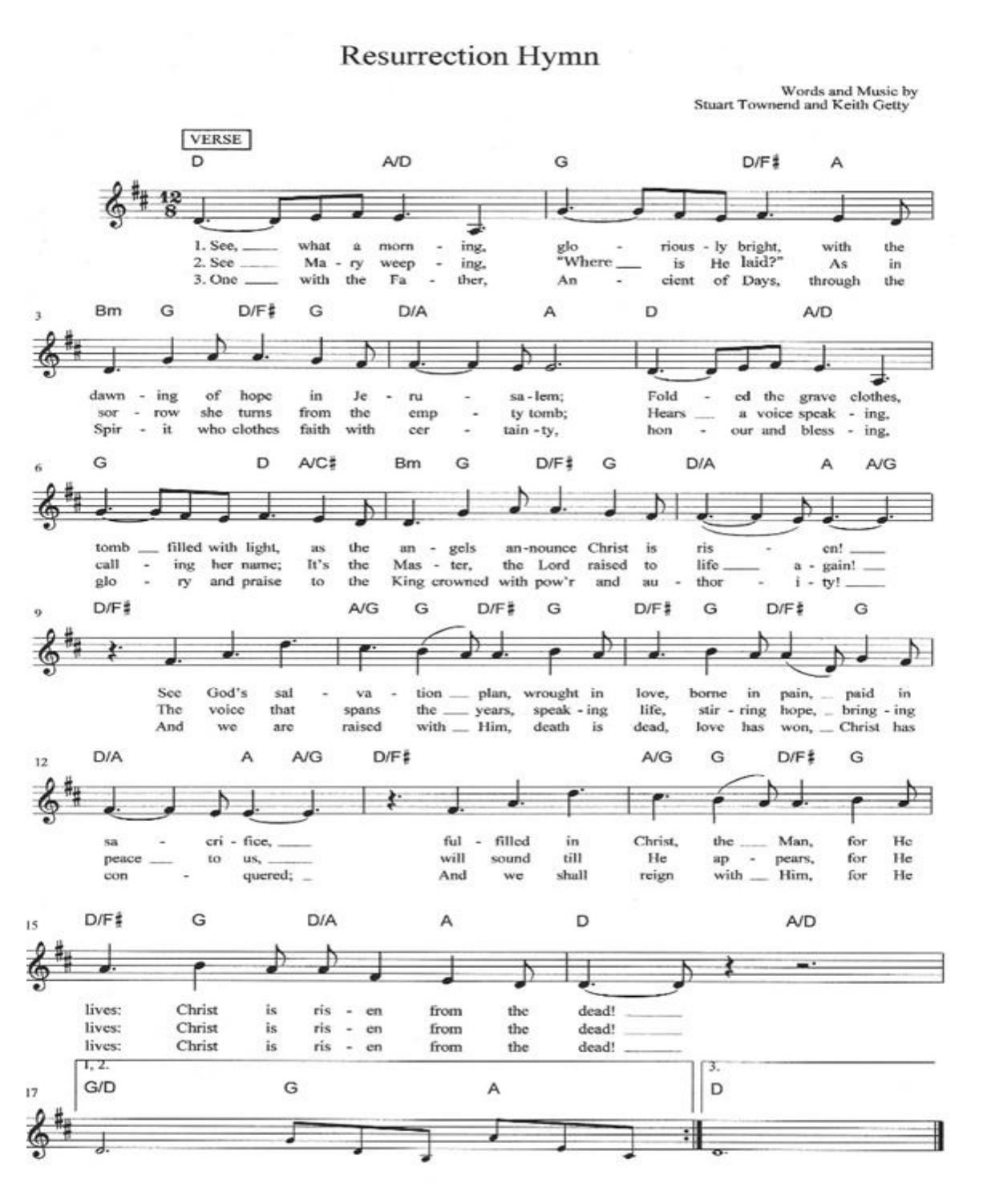# Resurrection Hymn

Words and Music by
Stuart Townend and Keith Getty

VERSE

1. See, what a morning, gloriously bright, with the dawning of hope in Jerusalem; Folded the grave clothes, tomb filled with light, as the angels announce Christ is risen! See God's salvation plan, wrought in love, borne in pain, paid in sacrifice, fulfilled in Christ, the Man, for He lives: Christ is risen from the dead!

2. See Mary weeping, "Where is He laid?" As in sorrow she turns from the empty tomb; Hears a voice speaking, calling her name; It's the Master, the Lord raised to life again! The voice that spans the years, speaking life, stirring hope, bringing peace to us, will sound till He appears, for He lives: Christ is risen from the dead!

3. One with the Father, Ancient of Days, through the Spirit who clothes faith with certainty, honour and blessing, glory and praise to the King crowned with pow'r and authority! And we are raised with Him, death is dead, love has won, Christ has conquered; And we shall reign with Him, for He lives: Christ is risen from the dead!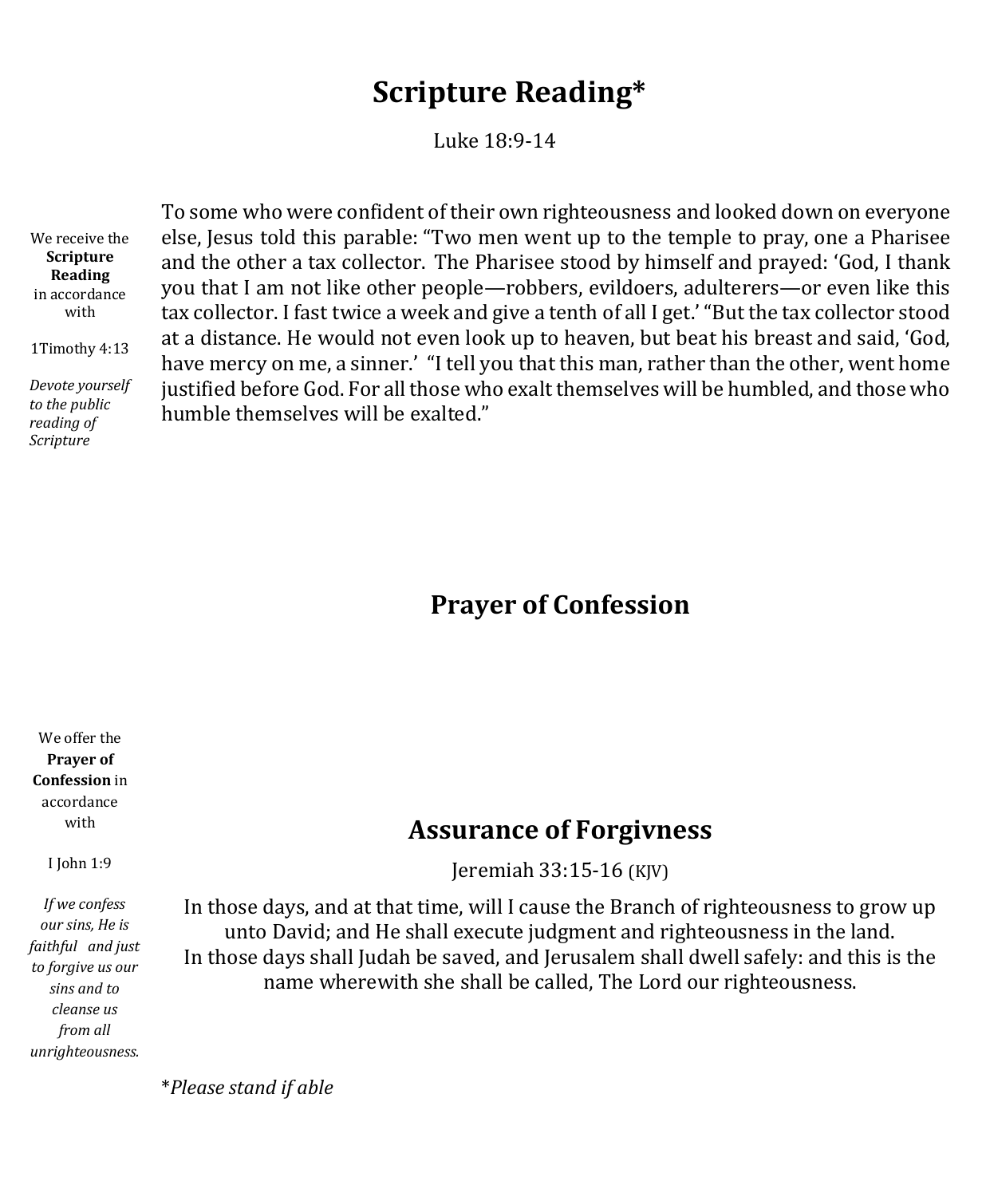# Scripture Reading*

Luke 18:9-14

We receive the **Scripture Reading** in accordance with

1Timothy 4:13

*Devote yourself to the public reading of Scripture*

To some who were confident of their own righteousness and looked down on everyone else, Jesus told this parable: "Two men went up to the temple to pray, one a Pharisee and the other a tax collector. The Pharisee stood by himself and prayed: 'God, I thank you that I am not like other people—robbers, evildoers, adulterers—or even like this tax collector. I fast twice a week and give a tenth of all I get.' "But the tax collector stood at a distance. He would not even look up to heaven, but beat his breast and said, 'God, have mercy on me, a sinner.' "I tell you that this man, rather than the other, went home justified before God. For all those who exalt themselves will be humbled, and those who humble themselves will be exalted."

# Prayer of Confession

We offer the **Prayer of Confession** in accordance with

I John 1:9

*If we confess our sins, He is faithful and just to forgive us our sins and to cleanse us from all unrighteousness.*

# Assurance of Forgivness

Jeremiah 33:15-16 (KJV)

In those days, and at that time, will I cause the Branch of righteousness to grow up unto David; and He shall execute judgment and righteousness in the land.
In those days shall Judah be saved, and Jerusalem shall dwell safely: and this is the name wherewith she shall be called, The Lord our righteousness.

**Please stand if able*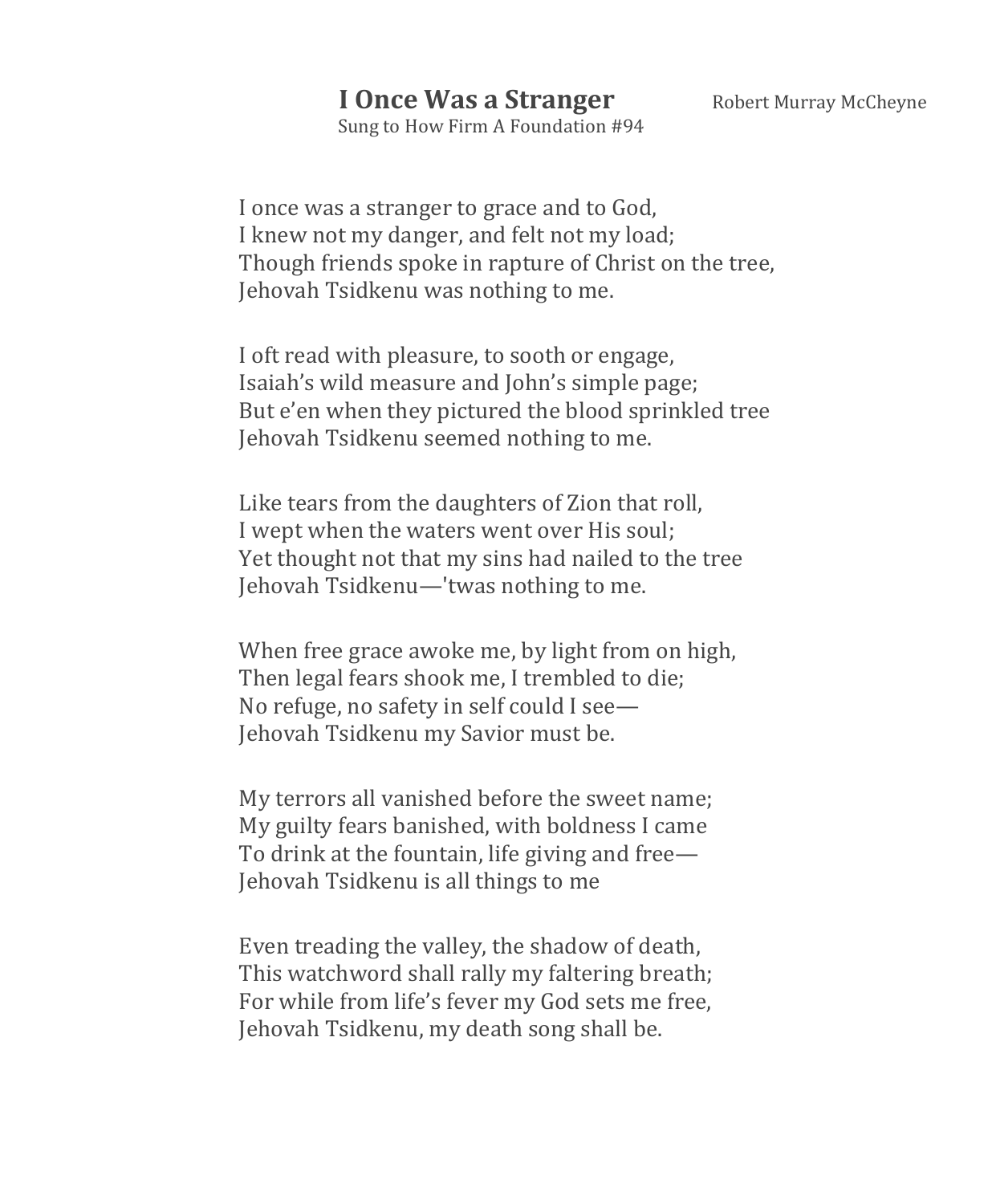# I Once Was a Stranger

Robert Murray McCheyne

Sung to How Firm A Foundation #94

I once was a stranger to grace and to God,
I knew not my danger, and felt not my load;
Though friends spoke in rapture of Christ on the tree,
Jehovah Tsidkenu was nothing to me.

I oft read with pleasure, to sooth or engage,
Isaiah's wild measure and John's simple page;
But e'en when they pictured the blood sprinkled tree
Jehovah Tsidkenu seemed nothing to me.

Like tears from the daughters of Zion that roll,
I wept when the waters went over His soul;
Yet thought not that my sins had nailed to the tree
Jehovah Tsidkenu—'twas nothing to me.

When free grace awoke me, by light from on high,
Then legal fears shook me, I trembled to die;
No refuge, no safety in self could I see—
Jehovah Tsidkenu my Savior must be.

My terrors all vanished before the sweet name;
My guilty fears banished, with boldness I came
To drink at the fountain, life giving and free—
Jehovah Tsidkenu is all things to me

Even treading the valley, the shadow of death,
This watchword shall rally my faltering breath;
For while from life's fever my God sets me free,
Jehovah Tsidkenu, my death song shall be.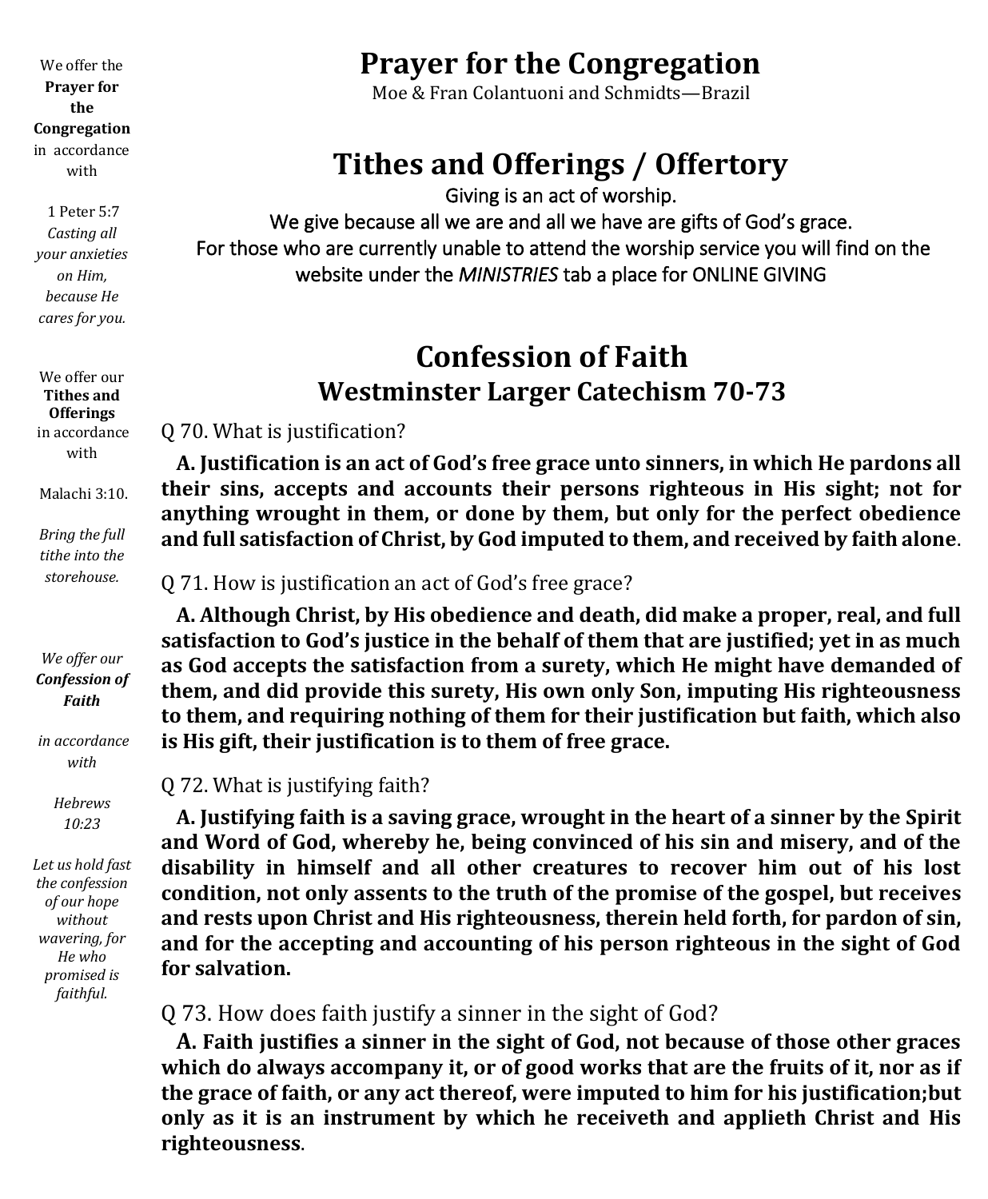We offer the **Prayer for the Congregation** in accordance with

1 Peter 5:7
*Casting all your anxieties on Him, because He cares for you.*

We offer our **Tithes and Offerings** in accordance with

Malachi 3:10.

*Bring the full tithe into the storehouse.*

*We offer our* ***Confession of Faith***

*in accordance with*

*Hebrews 10:23*

*Let us hold fast the confession of our hope without wavering, for He who promised is faithful.*

# Prayer for the Congregation

Moe & Fran Colantuoni and Schmidts—Brazil

# Tithes and Offerings / Offertory

Giving is an act of worship.
We give because all we are and all we have are gifts of God's grace.
For those who are currently unable to attend the worship service you will find on the website under the *MINISTRIES* tab a place for ONLINE GIVING

# Confession of Faith

## Westminster Larger Catechism 70-73

Q 70. What is justification?

**A. Justification is an act of God's free grace unto sinners, in which He pardons all their sins, accepts and accounts their persons righteous in His sight; not for anything wrought in them, or done by them, but only for the perfect obedience and full satisfaction of Christ, by God imputed to them, and received by faith alone**.

Q 71. How is justification an act of God's free grace?

**A. Although Christ, by His obedience and death, did make a proper, real, and full satisfaction to God's justice in the behalf of them that are justified; yet in as much as God accepts the satisfaction from a surety, which He might have demanded of them, and did provide this surety, His own only Son, imputing His righteousness to them, and requiring nothing of them for their justification but faith, which also is His gift, their justification is to them of free grace.**

Q 72. What is justifying faith?

**A. Justifying faith is a saving grace, wrought in the heart of a sinner by the Spirit and Word of God, whereby he, being convinced of his sin and misery, and of the disability in himself and all other creatures to recover him out of his lost condition, not only assents to the truth of the promise of the gospel, but receives and rests upon Christ and His righteousness, therein held forth, for pardon of sin, and for the accepting and accounting of his person righteous in the sight of God for salvation.**

Q 73. How does faith justify a sinner in the sight of God?

**A. Faith justifies a sinner in the sight of God, not because of those other graces which do always accompany it, or of good works that are the fruits of it, nor as if the grace of faith, or any act thereof, were imputed to him for his justification;but only as it is an instrument by which he receiveth and applieth Christ and His righteousness**.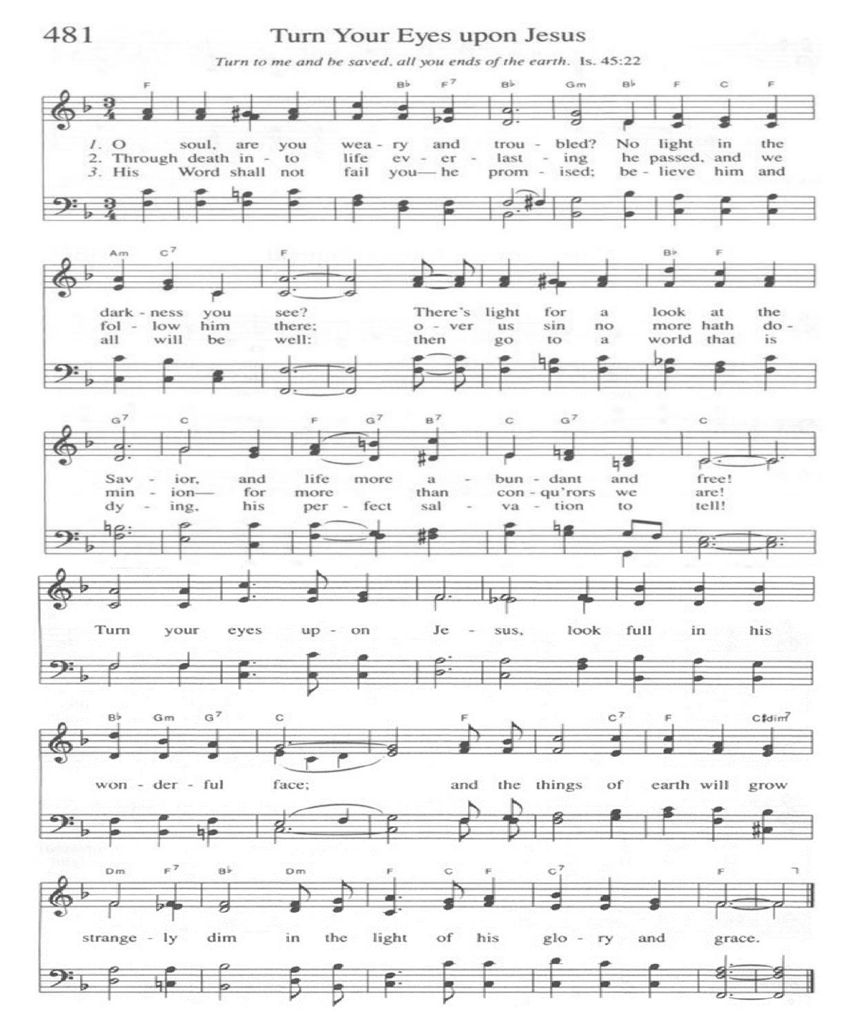# 481 Turn Your Eyes upon Jesus

*Turn to me and be saved, all you ends of the earth.* Is. 45:22

1. O soul, are you weary and troubled? No light in the darkness you see? There's light for a look at the Savior, and life more abundant and free!

2. Through death into life everlasting he passed, and we follow him there; over us sin no more hath dominion— for more than conqu'rors we are!

3. His Word shall not fail you— he promised; believe him and all will be well: then go to a world that is dying, his perfect salvation to tell!

Turn your eyes upon Jesus, look full in his wonderful face; and the things of earth will grow strangely dim in the light of his glory and grace.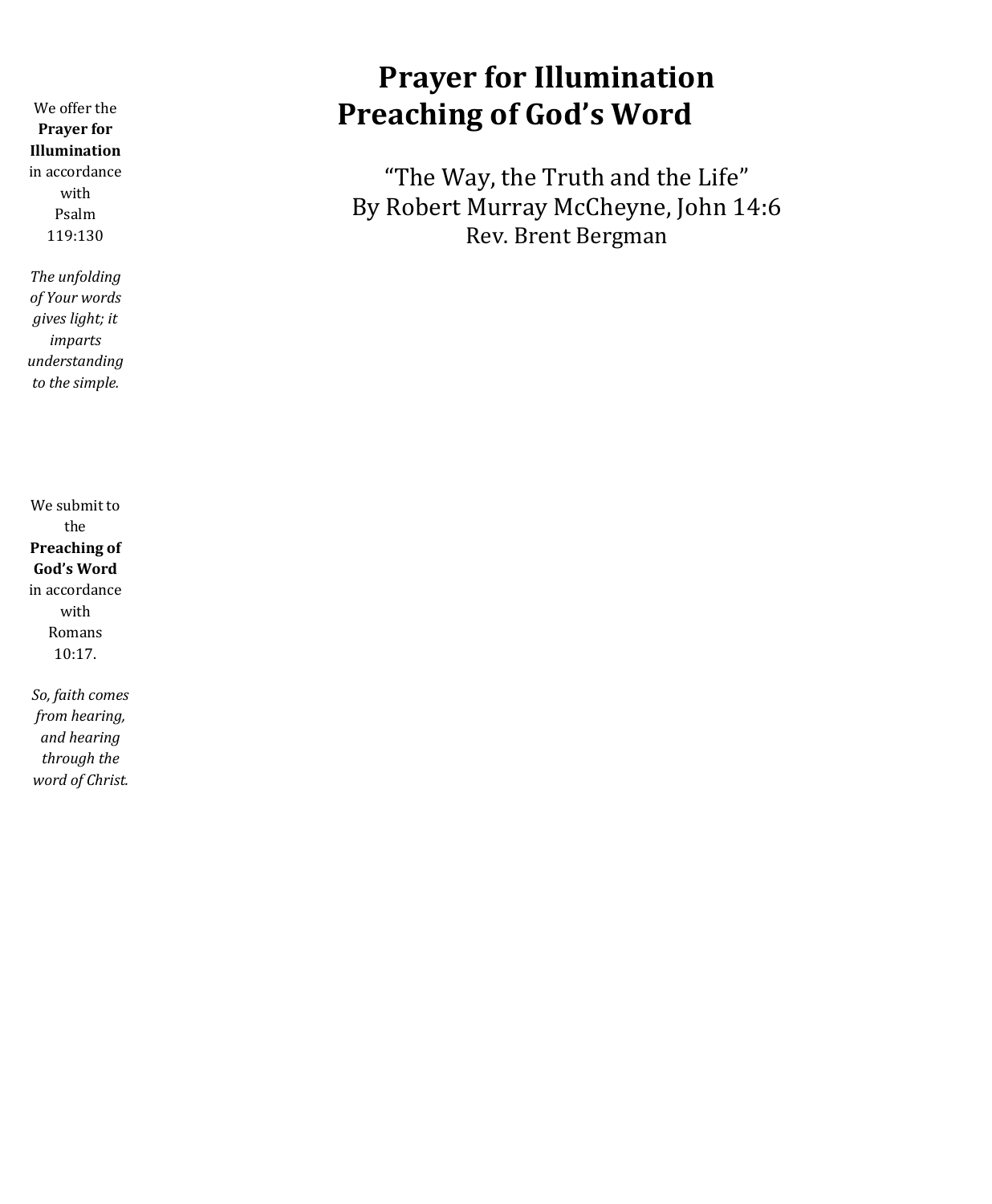# Prayer for Illumination

# Preaching of God's Word

We offer the **Prayer for Illumination** in accordance with Psalm 119:130

*The unfolding of Your words gives light; it imparts understanding to the simple.*

"The Way, the Truth and the Life"
By Robert Murray McCheyne, John 14:6
Rev. Brent Bergman

We submit to the **Preaching of God's Word** in accordance with Romans 10:17.

*So, faith comes from hearing, and hearing through the word of Christ.*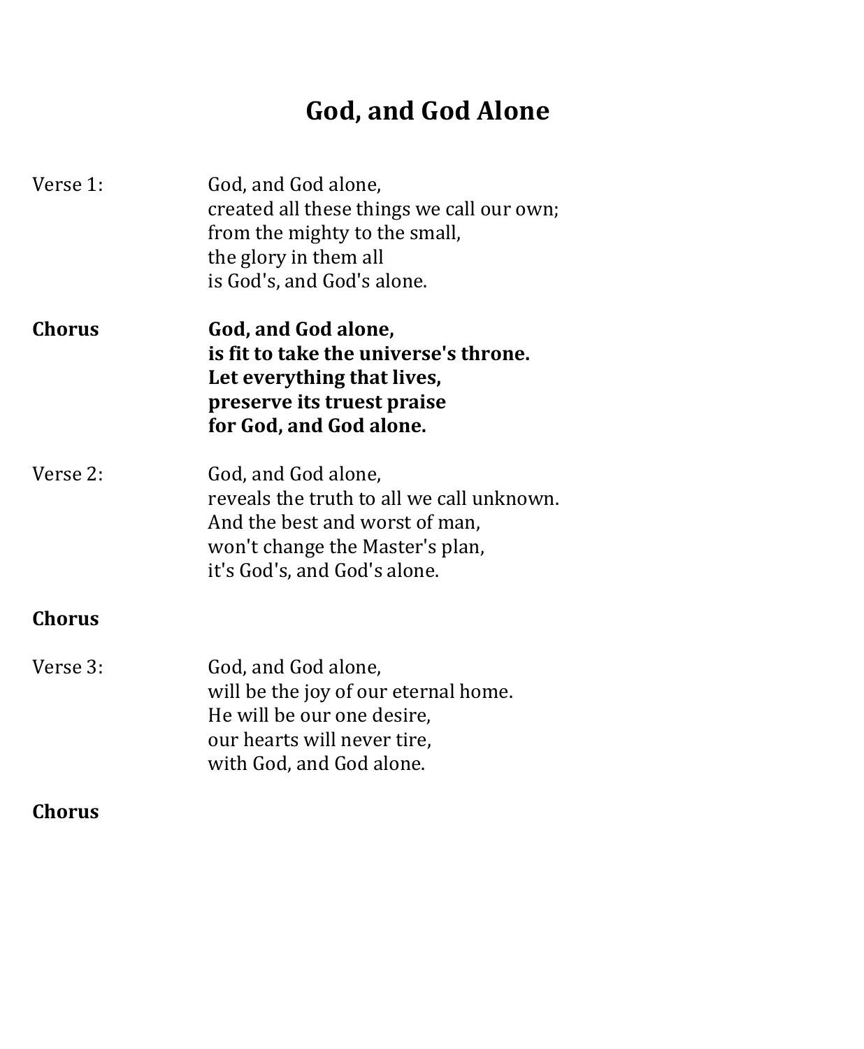# God, and God Alone

Verse 1:

God, and God alone,
created all these things we call our own;
from the mighty to the small,
the glory in them all
is God's, and God's alone.

**Chorus**

**God, and God alone,**
**is fit to take the universe's throne.**
**Let everything that lives,**
**preserve its truest praise**
**for God, and God alone.**

Verse 2:

God, and God alone,
reveals the truth to all we call unknown.
And the best and worst of man,
won't change the Master's plan,
it's God's, and God's alone.

**Chorus**

Verse 3:

God, and God alone,
will be the joy of our eternal home.
He will be our one desire,
our hearts will never tire,
with God, and God alone.

**Chorus**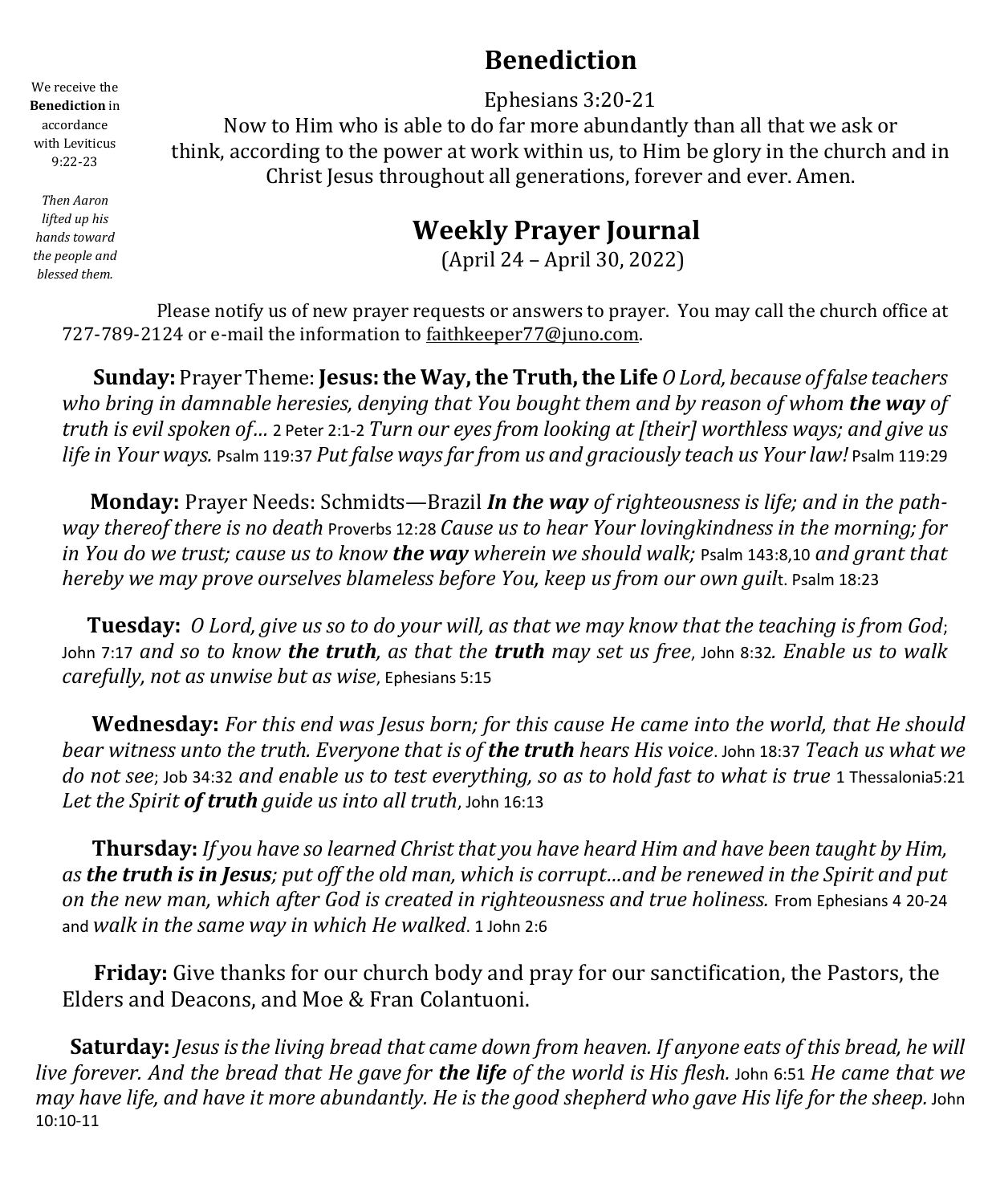We receive the **Benediction** in accordance with Leviticus 9:22-23

*Then Aaron lifted up his hands toward the people and blessed them.*

## Benediction

Ephesians 3:20-21

Now to Him who is able to do far more abundantly than all that we ask or think, according to the power at work within us, to Him be glory in the church and in Christ Jesus throughout all generations, forever and ever. Amen.

## Weekly Prayer Journal

(April 24 – April 30, 2022)

Please notify us of new prayer requests or answers to prayer. You may call the church office at 727-789-2124 or e-mail the information to faithkeeper77@juno.com.

**Sunday:** Prayer Theme: **Jesus: the Way, the Truth, the Life** *O Lord, because of false teachers who bring in damnable heresies, denying that You bought them and by reason of whom* ***the way*** *of truth is evil spoken of…* 2 Peter 2:1-2 *Turn our eyes from looking at [their] worthless ways; and give us life in Your ways.* Psalm 119:37 *Put false ways far from us and graciously teach us Your law!* Psalm 119:29

**Monday:** Prayer Needs: Schmidts—Brazil ***In the way*** *of righteousness is life; and in the pathway thereof there is no death* Proverbs 12:28 *Cause us to hear Your lovingkindness in the morning; for in You do we trust; cause us to know* ***the way*** *wherein we should walk;* Psalm 143:8,10 *and grant that hereby we may prove ourselves blameless before You, keep us from our own guil*t. Psalm 18:23

**Tuesday:** *O Lord, give us so to do your will, as that we may know that the teaching is from God*; John 7:17 *and so to know* ***the truth****, as that the* ***truth*** *may set us free*, John 8:32*. Enable us to walk carefully, not as unwise but as wise*, Ephesians 5:15

**Wednesday:** *For this end was Jesus born; for this cause He came into the world, that He should bear witness unto the truth. Everyone that is of* ***the truth*** *hears His voice*. John 18:37 *Teach us what we do not see*; Job 34:32 *and enable us to test everything, so as to hold fast to what is true* 1 Thessalonia5:21 *Let the Spirit* ***of truth*** *guide us into all truth*, John 16:13

**Thursday:** *If you have so learned Christ that you have heard Him and have been taught by Him, as* ***the truth is in Jesus****; put off the old man, which is corrupt…and be renewed in the Spirit and put on the new man, which after God is created in righteousness and true holiness.* From Ephesians 4 20-24 and *walk in the same way in which He walked*. 1 John 2:6

**Friday:** Give thanks for our church body and pray for our sanctification, the Pastors, the Elders and Deacons, and Moe & Fran Colantuoni.

**Saturday:** *Jesus is the living bread that came down from heaven. If anyone eats of this bread, he will live forever. And the bread that He gave for* ***the life*** *of the world is His flesh.* John 6:51 *He came that we may have life, and have it more abundantly. He is the good shepherd who gave His life for the sheep.* John 10:10-11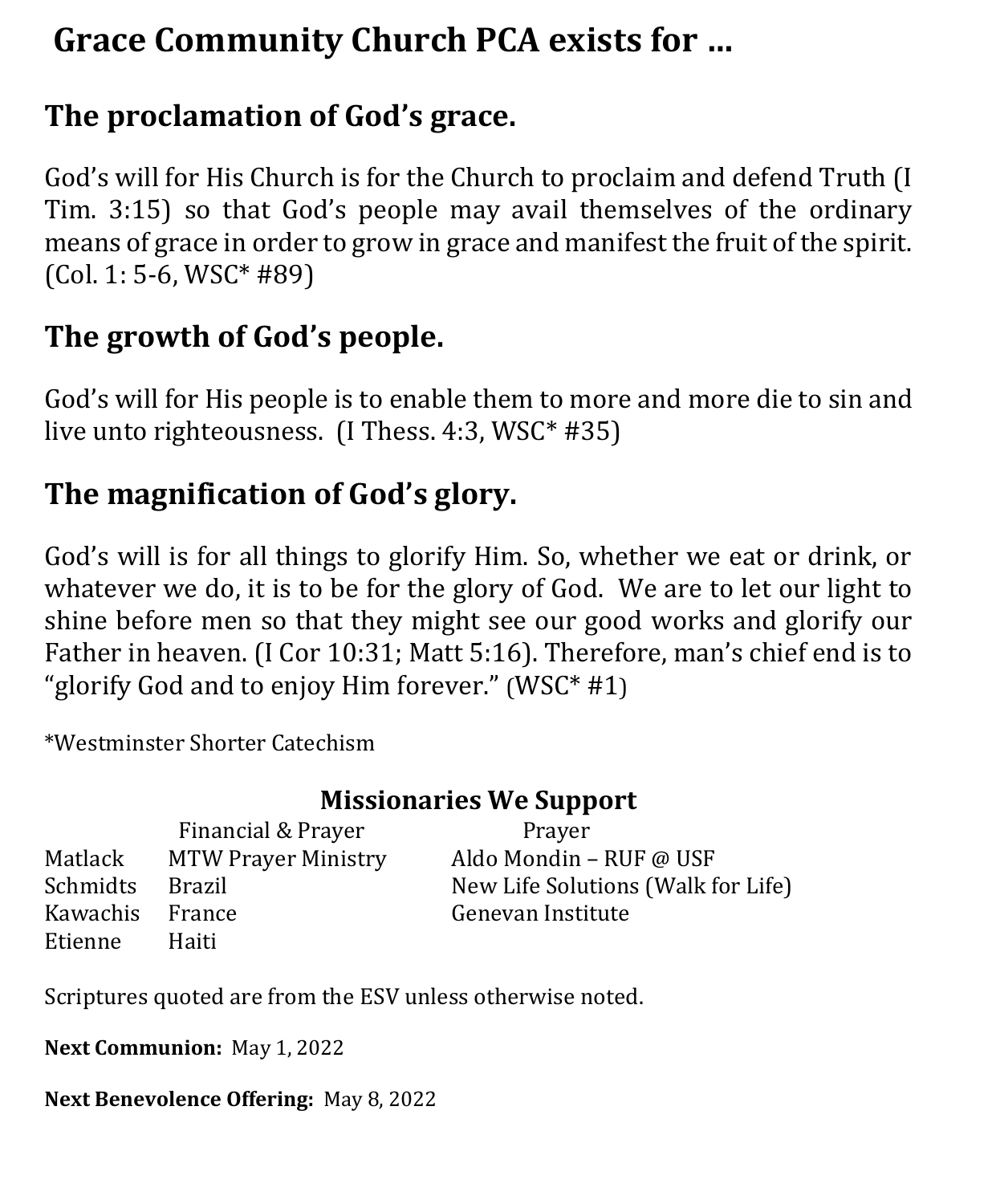# Grace Community Church PCA exists for …

## The proclamation of God's grace.

God's will for His Church is for the Church to proclaim and defend Truth (I Tim. 3:15) so that God's people may avail themselves of the ordinary means of grace in order to grow in grace and manifest the fruit of the spirit. (Col. 1: 5-6, WSC* #89)

## The growth of God's people.

God's will for His people is to enable them to more and more die to sin and live unto righteousness. (I Thess. 4:3, WSC* #35)

## The magnification of God's glory.

God's will is for all things to glorify Him. So, whether we eat or drink, or whatever we do, it is to be for the glory of God. We are to let our light to shine before men so that they might see our good works and glorify our Father in heaven. (I Cor 10:31; Matt 5:16). Therefore, man's chief end is to "glorify God and to enjoy Him forever." (WSC* #1)

*Westminster Shorter Catechism

### Missionaries We Support

| | Financial & Prayer | Prayer |
|---|---|---|
| Matlack | MTW Prayer Ministry | Aldo Mondin – RUF @ USF |
| Schmidts | Brazil | New Life Solutions (Walk for Life) |
| Kawachis | France | Genevan Institute |
| Etienne | Haiti | |

Scriptures quoted are from the ESV unless otherwise noted.

**Next Communion:** May 1, 2022

**Next Benevolence Offering:** May 8, 2022